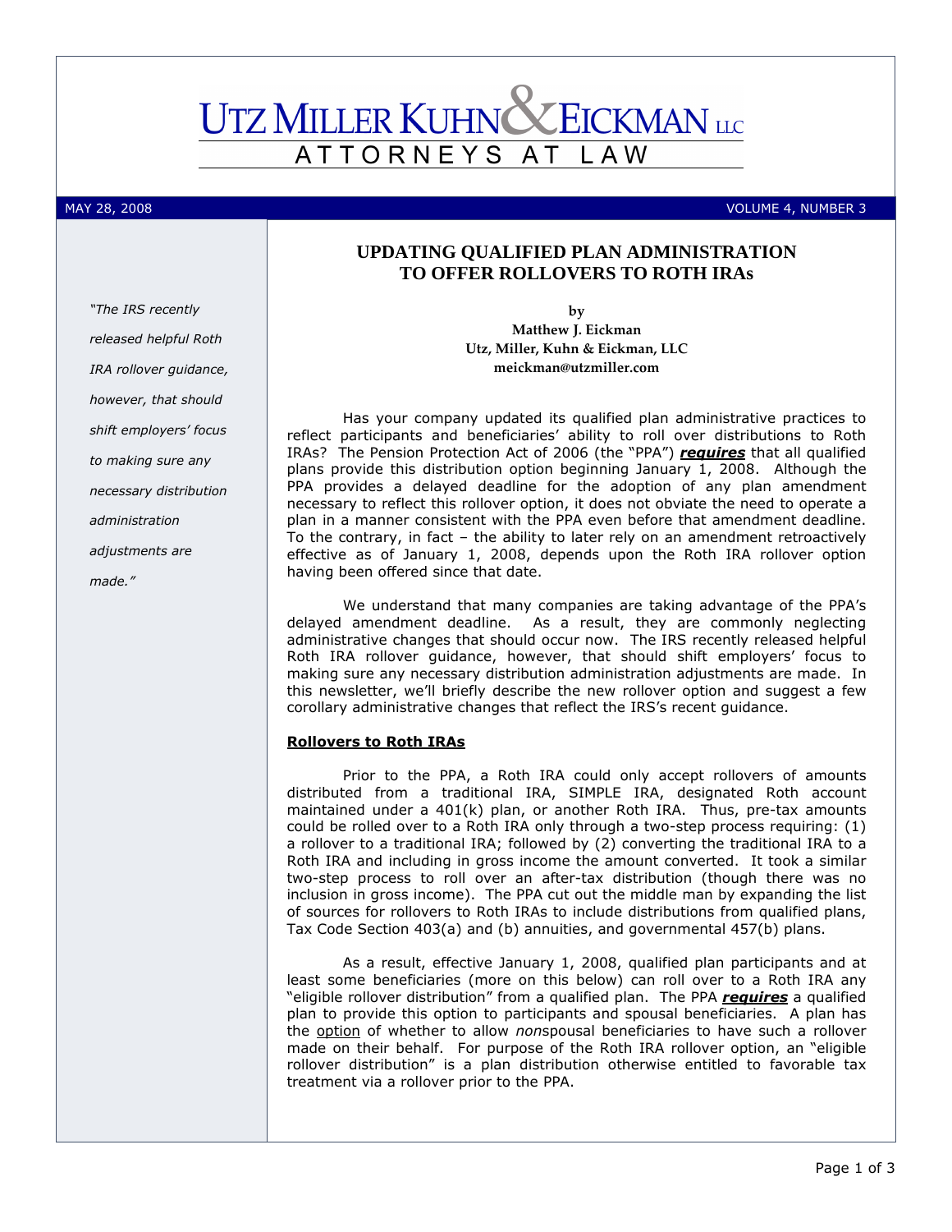# UTZ MILLER KUHN & EICKMAN LLC

ATTORNEYS AT LAW

MAY 28, 2008 VOLUME 4, NUMBER 3

## UPDATING QUALIFIED PLAN ADMINISTRATION TO OFFER ROLLOVERS TO ROTH IRAs

by
**Matthew J. Eickman**
**Utz, Miller, Kuhn & Eickman, LLC**
**meickman@utzmiller.com**

> *"The IRS recently released helpful Roth IRA rollover guidance, however, that should shift employers' focus to making sure any necessary distribution administration adjustments are made."*

Has your company updated its qualified plan administrative practices to reflect participants and beneficiaries' ability to roll over distributions to Roth IRAs? The Pension Protection Act of 2006 (the "PPA") ***requires*** that all qualified plans provide this distribution option beginning January 1, 2008. Although the PPA provides a delayed deadline for the adoption of any plan amendment necessary to reflect this rollover option, it does not obviate the need to operate a plan in a manner consistent with the PPA even before that amendment deadline. To the contrary, in fact – the ability to later rely on an amendment retroactively effective as of January 1, 2008, depends upon the Roth IRA rollover option having been offered since that date.

We understand that many companies are taking advantage of the PPA's delayed amendment deadline. As a result, they are commonly neglecting administrative changes that should occur now. The IRS recently released helpful Roth IRA rollover guidance, however, that should shift employers' focus to making sure any necessary distribution administration adjustments are made. In this newsletter, we'll briefly describe the new rollover option and suggest a few corollary administrative changes that reflect the IRS's recent guidance.

### Rollovers to Roth IRAs

Prior to the PPA, a Roth IRA could only accept rollovers of amounts distributed from a traditional IRA, SIMPLE IRA, designated Roth account maintained under a 401(k) plan, or another Roth IRA. Thus, pre-tax amounts could be rolled over to a Roth IRA only through a two-step process requiring: (1) a rollover to a traditional IRA; followed by (2) converting the traditional IRA to a Roth IRA and including in gross income the amount converted. It took a similar two-step process to roll over an after-tax distribution (though there was no inclusion in gross income). The PPA cut out the middle man by expanding the list of sources for rollovers to Roth IRAs to include distributions from qualified plans, Tax Code Section 403(a) and (b) annuities, and governmental 457(b) plans.

As a result, effective January 1, 2008, qualified plan participants and at least some beneficiaries (more on this below) can roll over to a Roth IRA any "eligible rollover distribution" from a qualified plan. The PPA ***requires*** a qualified plan to provide this option to participants and spousal beneficiaries. A plan has the option of whether to allow *non*spousal beneficiaries to have such a rollover made on their behalf. For purpose of the Roth IRA rollover option, an "eligible rollover distribution" is a plan distribution otherwise entitled to favorable tax treatment via a rollover prior to the PPA.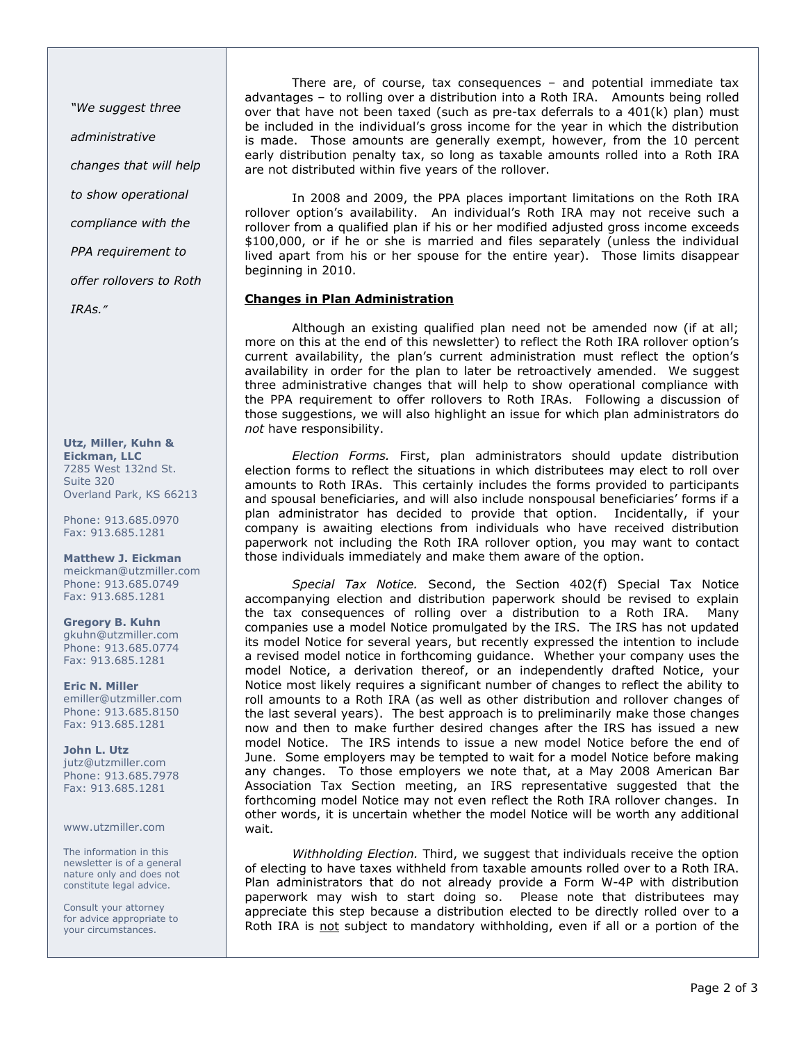*"We suggest three administrative changes that will help to show operational compliance with the PPA requirement to offer rollovers to Roth IRAs."*

**Utz, Miller, Kuhn & Eickman, LLC**
7285 West 132nd St.
Suite 320
Overland Park, KS 66213

Phone: 913.685.0970
Fax: 913.685.1281

**Matthew J. Eickman**
meickman@utzmiller.com
Phone: 913.685.0749
Fax: 913.685.1281

**Gregory B. Kuhn**
gkuhn@utzmiller.com
Phone: 913.685.0774
Fax: 913.685.1281

**Eric N. Miller**
emiller@utzmiller.com
Phone: 913.685.8150
Fax: 913.685.1281

**John L. Utz**
jutz@utzmiller.com
Phone: 913.685.7978
Fax: 913.685.1281

www.utzmiller.com

The information in this newsletter is of a general nature only and does not constitute legal advice.

Consult your attorney for advice appropriate to your circumstances.

There are, of course, tax consequences – and potential immediate tax advantages – to rolling over a distribution into a Roth IRA. Amounts being rolled over that have not been taxed (such as pre-tax deferrals to a 401(k) plan) must be included in the individual's gross income for the year in which the distribution is made. Those amounts are generally exempt, however, from the 10 percent early distribution penalty tax, so long as taxable amounts rolled into a Roth IRA are not distributed within five years of the rollover.

In 2008 and 2009, the PPA places important limitations on the Roth IRA rollover option's availability. An individual's Roth IRA may not receive such a rollover from a qualified plan if his or her modified adjusted gross income exceeds $100,000, or if he or she is married and files separately (unless the individual lived apart from his or her spouse for the entire year). Those limits disappear beginning in 2010.

## Changes in Plan Administration

Although an existing qualified plan need not be amended now (if at all; more on this at the end of this newsletter) to reflect the Roth IRA rollover option's current availability, the plan's current administration must reflect the option's availability in order for the plan to later be retroactively amended. We suggest three administrative changes that will help to show operational compliance with the PPA requirement to offer rollovers to Roth IRAs. Following a discussion of those suggestions, we will also highlight an issue for which plan administrators do *not* have responsibility.

*Election Forms.* First, plan administrators should update distribution election forms to reflect the situations in which distributees may elect to roll over amounts to Roth IRAs. This certainly includes the forms provided to participants and spousal beneficiaries, and will also include nonspousal beneficiaries' forms if a plan administrator has decided to provide that option. Incidentally, if your company is awaiting elections from individuals who have received distribution paperwork not including the Roth IRA rollover option, you may want to contact those individuals immediately and make them aware of the option.

*Special Tax Notice.* Second, the Section 402(f) Special Tax Notice accompanying election and distribution paperwork should be revised to explain the tax consequences of rolling over a distribution to a Roth IRA. Many companies use a model Notice promulgated by the IRS. The IRS has not updated its model Notice for several years, but recently expressed the intention to include a revised model notice in forthcoming guidance. Whether your company uses the model Notice, a derivation thereof, or an independently drafted Notice, your Notice most likely requires a significant number of changes to reflect the ability to roll amounts to a Roth IRA (as well as other distribution and rollover changes of the last several years). The best approach is to preliminarily make those changes now and then to make further desired changes after the IRS has issued a new model Notice. The IRS intends to issue a new model Notice before the end of June. Some employers may be tempted to wait for a model Notice before making any changes. To those employers we note that, at a May 2008 American Bar Association Tax Section meeting, an IRS representative suggested that the forthcoming model Notice may not even reflect the Roth IRA rollover changes. In other words, it is uncertain whether the model Notice will be worth any additional wait.

*Withholding Election.* Third, we suggest that individuals receive the option of electing to have taxes withheld from taxable amounts rolled over to a Roth IRA. Plan administrators that do not already provide a Form W-4P with distribution paperwork may wish to start doing so. Please note that distributees may appreciate this step because a distribution elected to be directly rolled over to a Roth IRA is not subject to mandatory withholding, even if all or a portion of the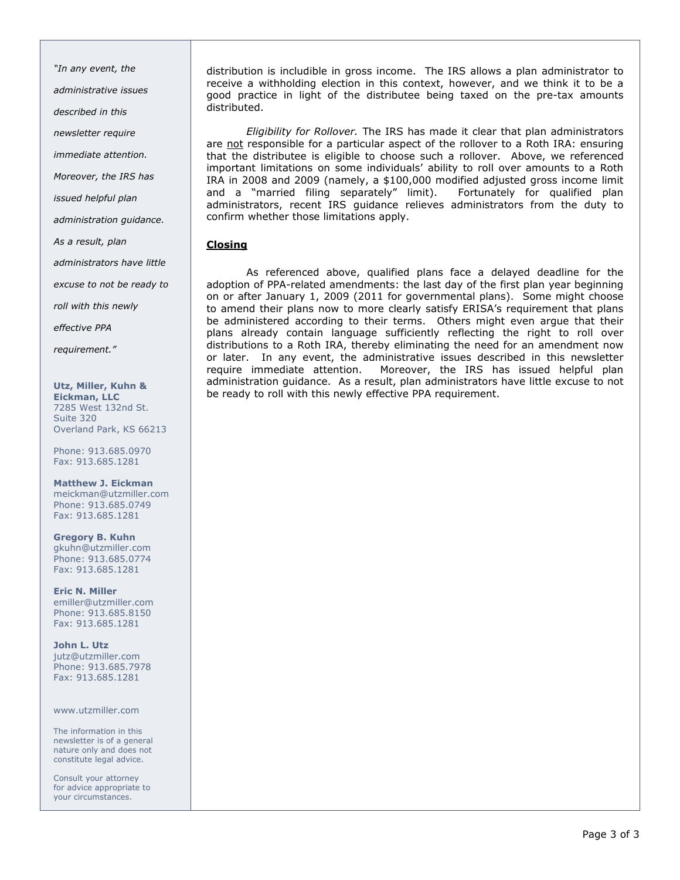distribution is includible in gross income. The IRS allows a plan administrator to receive a withholding election in this context, however, and we think it to be a good practice in light of the distributee being taxed on the pre-tax amounts distributed.

*Eligibility for Rollover.* The IRS has made it clear that plan administrators are not responsible for a particular aspect of the rollover to a Roth IRA: ensuring that the distributee is eligible to choose such a rollover. Above, we referenced important limitations on some individuals' ability to roll over amounts to a Roth IRA in 2008 and 2009 (namely, a $100,000 modified adjusted gross income limit and a "married filing separately" limit). Fortunately for qualified plan administrators, recent IRS guidance relieves administrators from the duty to confirm whether those limitations apply.

## Closing

As referenced above, qualified plans face a delayed deadline for the adoption of PPA-related amendments: the last day of the first plan year beginning on or after January 1, 2009 (2011 for governmental plans). Some might choose to amend their plans now to more clearly satisfy ERISA's requirement that plans be administered according to their terms. Others might even argue that their plans already contain language sufficiently reflecting the right to roll over distributions to a Roth IRA, thereby eliminating the need for an amendment now or later. In any event, the administrative issues described in this newsletter require immediate attention. Moreover, the IRS has issued helpful plan administration guidance. As a result, plan administrators have little excuse to not be ready to roll with this newly effective PPA requirement.

*"In any event, the administrative issues described in this newsletter require immediate attention. Moreover, the IRS has issued helpful plan administration guidance. As a result, plan administrators have little excuse to not be ready to roll with this newly effective PPA requirement."*

**Utz, Miller, Kuhn & Eickman, LLC**
7285 West 132nd St.
Suite 320
Overland Park, KS 66213

Phone: 913.685.0970
Fax: 913.685.1281

**Matthew J. Eickman**
meickman@utzmiller.com
Phone: 913.685.0749
Fax: 913.685.1281

**Gregory B. Kuhn**
gkuhn@utzmiller.com
Phone: 913.685.0774
Fax: 913.685.1281

**Eric N. Miller**
emiller@utzmiller.com
Phone: 913.685.8150
Fax: 913.685.1281

**John L. Utz**
jutz@utzmiller.com
Phone: 913.685.7978
Fax: 913.685.1281

www.utzmiller.com

The information in this newsletter is of a general nature only and does not constitute legal advice.

Consult your attorney for advice appropriate to your circumstances.